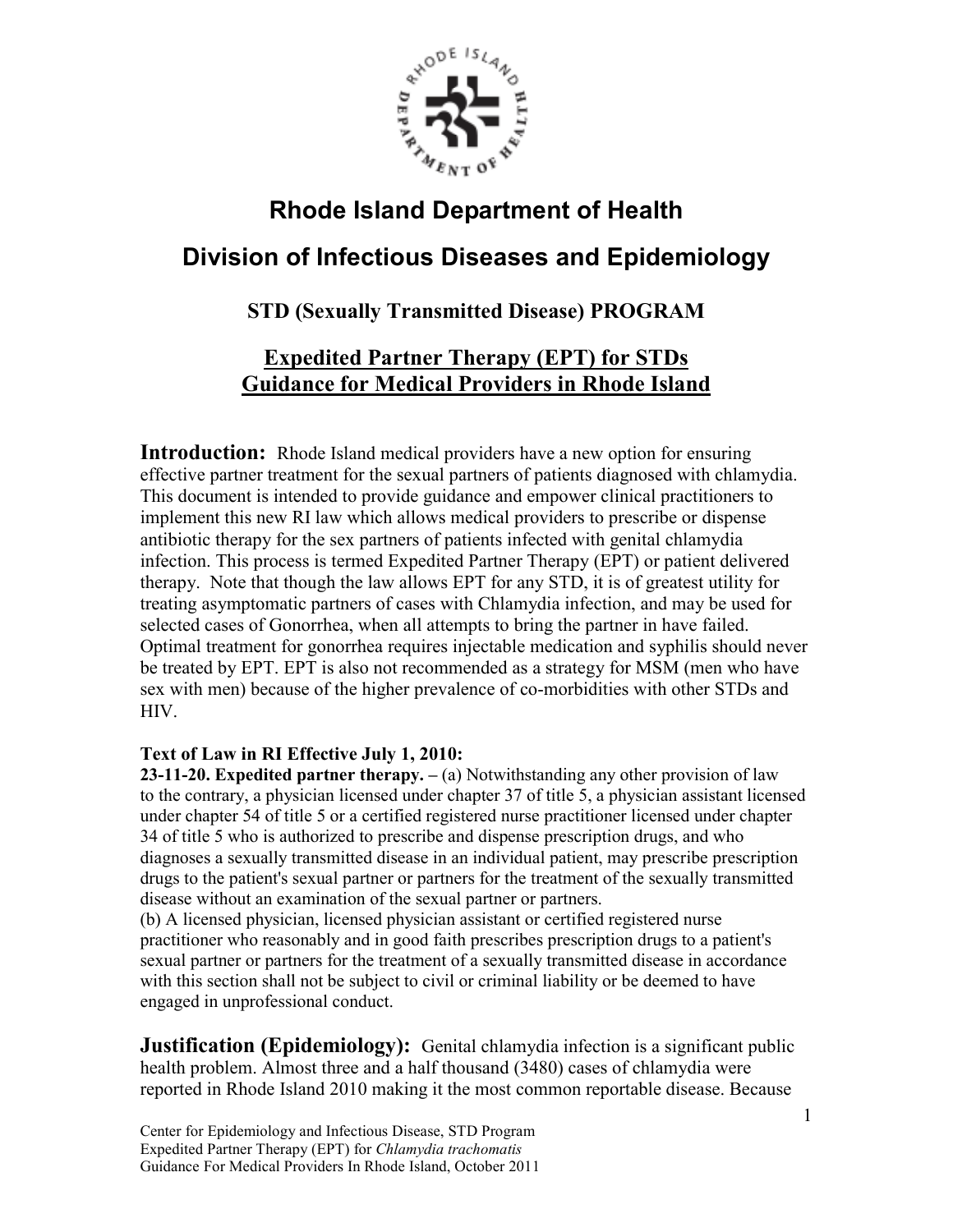# Rhode Island Department of Health

# Division of Infectious Diseases and Epidemiology

## STD (Sexually Transmitted Disease) PROGRAM

## Expedited Partner Therapy (EPT) for STDs Guidance for Medical Providers in Rhode Island

**Introduction:** Rhode Island medical providers have a new option for ensuring effective partner treatment for the sexual partners of patients diagnosed with chlamydia. This document is intended to provide guidance and empower clinical practitioners to implement this new RI law which allows medical providers to prescribe or dispense antibiotic therapy for the sex partners of patients infected with genital chlamydia infection. This process is termed Expedited Partner Therapy (EPT) or patient delivered therapy. Note that though the law allows EPT for any STD, it is of greatest utility for treating asymptomatic partners of cases with Chlamydia infection, and may be used for selected cases of Gonorrhea, when all attempts to bring the partner in have failed. Optimal treatment for gonorrhea requires injectable medication and syphilis should never be treated by EPT. EPT is also not recommended as a strategy for MSM (men who have sex with men) because of the higher prevalence of co-morbidities with other STDs and HIV.

**Text of Law in RI Effective July 1, 2010:**

**23-11-20. Expedited partner therapy. –** (a) Notwithstanding any other provision of law to the contrary, a physician licensed under chapter 37 of title 5, a physician assistant licensed under chapter 54 of title 5 or a certified registered nurse practitioner licensed under chapter 34 of title 5 who is authorized to prescribe and dispense prescription drugs, and who diagnoses a sexually transmitted disease in an individual patient, may prescribe prescription drugs to the patient's sexual partner or partners for the treatment of the sexually transmitted disease without an examination of the sexual partner or partners.

(b) A licensed physician, licensed physician assistant or certified registered nurse practitioner who reasonably and in good faith prescribes prescription drugs to a patient's sexual partner or partners for the treatment of a sexually transmitted disease in accordance with this section shall not be subject to civil or criminal liability or be deemed to have engaged in unprofessional conduct.

**Justification (Epidemiology):** Genital chlamydia infection is a significant public health problem. Almost three and a half thousand (3480) cases of chlamydia were reported in Rhode Island 2010 making it the most common reportable disease. Because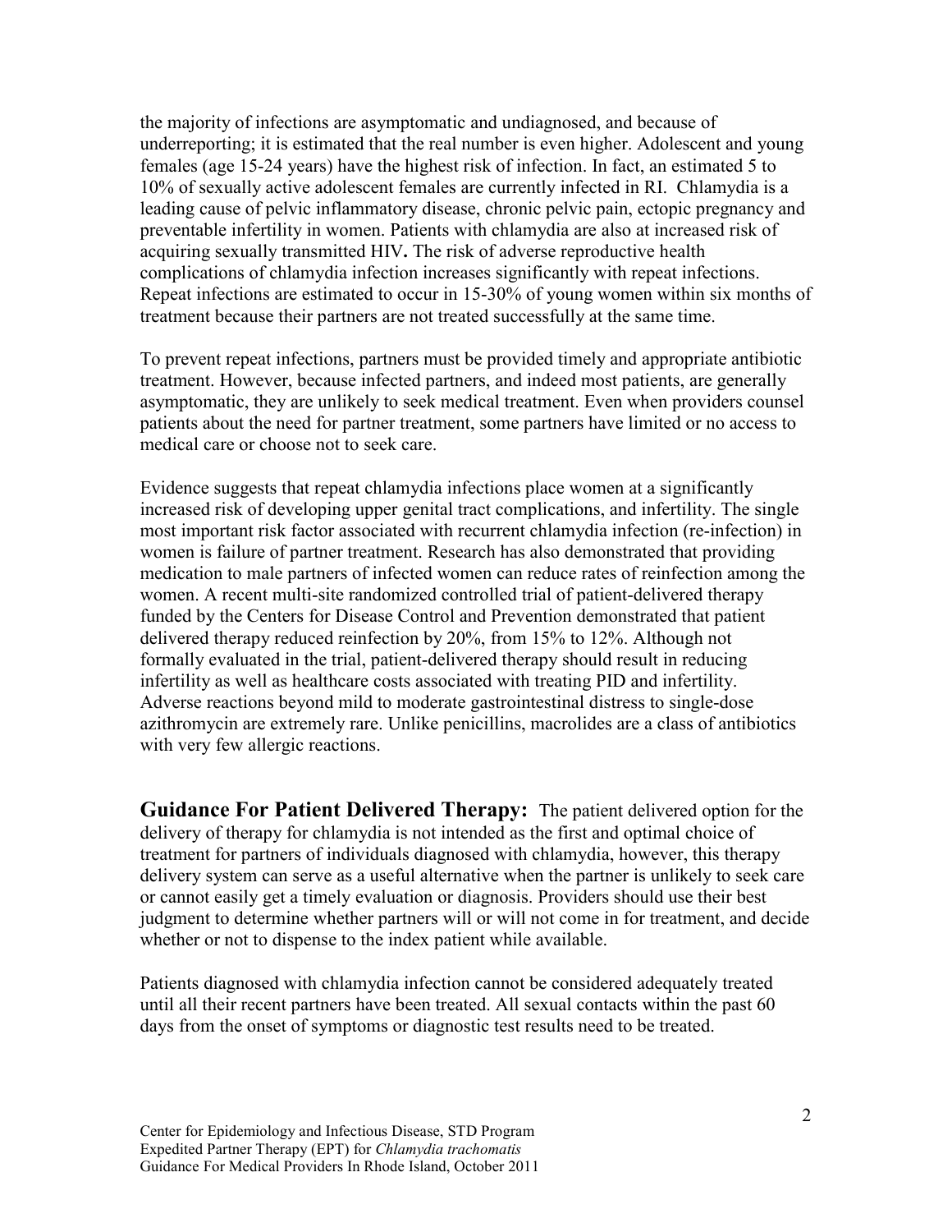the majority of infections are asymptomatic and undiagnosed, and because of underreporting; it is estimated that the real number is even higher. Adolescent and young females (age 15-24 years) have the highest risk of infection. In fact, an estimated 5 to 10% of sexually active adolescent females are currently infected in RI. Chlamydia is a leading cause of pelvic inflammatory disease, chronic pelvic pain, ectopic pregnancy and preventable infertility in women. Patients with chlamydia are also at increased risk of acquiring sexually transmitted HIV**.** The risk of adverse reproductive health complications of chlamydia infection increases significantly with repeat infections. Repeat infections are estimated to occur in 15-30% of young women within six months of treatment because their partners are not treated successfully at the same time.

To prevent repeat infections, partners must be provided timely and appropriate antibiotic treatment. However, because infected partners, and indeed most patients, are generally asymptomatic, they are unlikely to seek medical treatment. Even when providers counsel patients about the need for partner treatment, some partners have limited or no access to medical care or choose not to seek care.

Evidence suggests that repeat chlamydia infections place women at a significantly increased risk of developing upper genital tract complications, and infertility. The single most important risk factor associated with recurrent chlamydia infection (re-infection) in women is failure of partner treatment. Research has also demonstrated that providing medication to male partners of infected women can reduce rates of reinfection among the women. A recent multi-site randomized controlled trial of patient-delivered therapy funded by the Centers for Disease Control and Prevention demonstrated that patient delivered therapy reduced reinfection by 20%, from 15% to 12%. Although not formally evaluated in the trial, patient-delivered therapy should result in reducing infertility as well as healthcare costs associated with treating PID and infertility. Adverse reactions beyond mild to moderate gastrointestinal distress to single-dose azithromycin are extremely rare. Unlike penicillins, macrolides are a class of antibiotics with very few allergic reactions.

**Guidance For Patient Delivered Therapy:** The patient delivered option for the delivery of therapy for chlamydia is not intended as the first and optimal choice of treatment for partners of individuals diagnosed with chlamydia, however, this therapy delivery system can serve as a useful alternative when the partner is unlikely to seek care or cannot easily get a timely evaluation or diagnosis. Providers should use their best judgment to determine whether partners will or will not come in for treatment, and decide whether or not to dispense to the index patient while available.

Patients diagnosed with chlamydia infection cannot be considered adequately treated until all their recent partners have been treated. All sexual contacts within the past 60 days from the onset of symptoms or diagnostic test results need to be treated.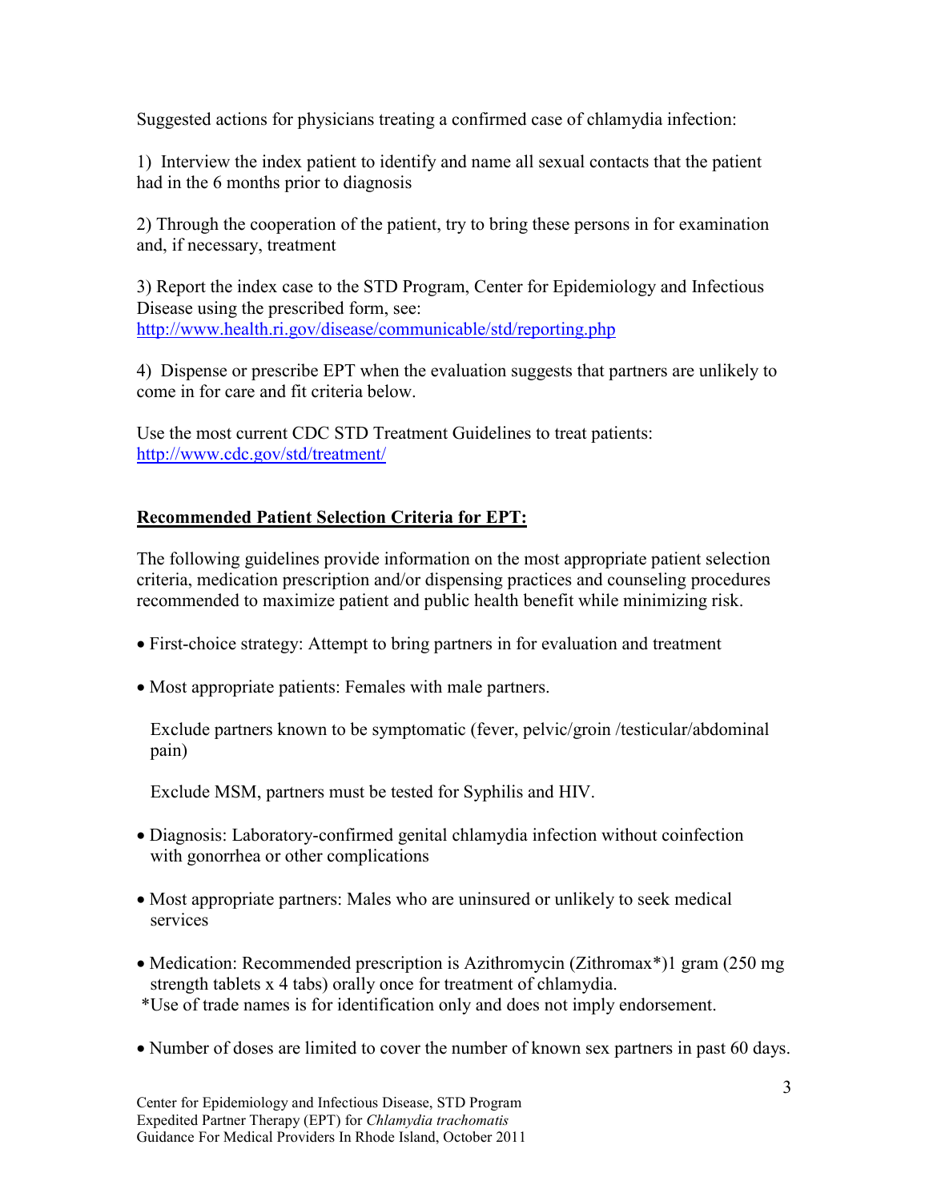Suggested actions for physicians treating a confirmed case of chlamydia infection:

1) Interview the index patient to identify and name all sexual contacts that the patient had in the 6 months prior to diagnosis

2) Through the cooperation of the patient, try to bring these persons in for examination and, if necessary, treatment

3) Report the index case to the STD Program, Center for Epidemiology and Infectious Disease using the prescribed form, see: http://www.health.ri.gov/disease/communicable/std/reporting.php

4) Dispense or prescribe EPT when the evaluation suggests that partners are unlikely to come in for care and fit criteria below.

Use the most current CDC STD Treatment Guidelines to treat patients: http://www.cdc.gov/std/treatment/

**Recommended Patient Selection Criteria for EPT:**

The following guidelines provide information on the most appropriate patient selection criteria, medication prescription and/or dispensing practices and counseling procedures recommended to maximize patient and public health benefit while minimizing risk.

- First-choice strategy: Attempt to bring partners in for evaluation and treatment
- Most appropriate patients: Females with male partners.

  Exclude partners known to be symptomatic (fever, pelvic/groin /testicular/abdominal pain)

  Exclude MSM, partners must be tested for Syphilis and HIV.

- Diagnosis: Laboratory-confirmed genital chlamydia infection without coinfection with gonorrhea or other complications
- Most appropriate partners: Males who are uninsured or unlikely to seek medical services
- Medication: Recommended prescription is Azithromycin (Zithromax*)1 gram (250 mg strength tablets x 4 tabs) orally once for treatment of chlamydia.

  *Use of trade names is for identification only and does not imply endorsement.

- Number of doses are limited to cover the number of known sex partners in past 60 days.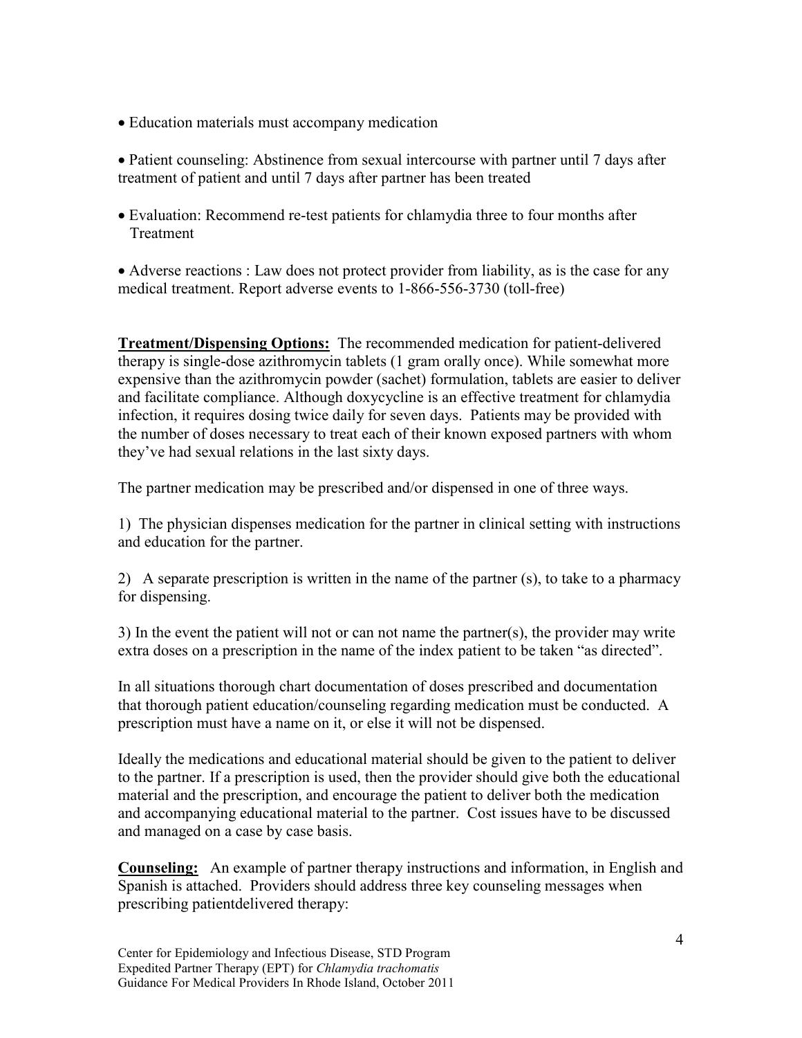- Education materials must accompany medication

- Patient counseling: Abstinence from sexual intercourse with partner until 7 days after treatment of patient and until 7 days after partner has been treated

- Evaluation: Recommend re-test patients for chlamydia three to four months after Treatment

- Adverse reactions : Law does not protect provider from liability, as is the case for any medical treatment. Report adverse events to 1-866-556-3730 (toll-free)

**Treatment/Dispensing Options:** The recommended medication for patient-delivered therapy is single-dose azithromycin tablets (1 gram orally once). While somewhat more expensive than the azithromycin powder (sachet) formulation, tablets are easier to deliver and facilitate compliance. Although doxycycline is an effective treatment for chlamydia infection, it requires dosing twice daily for seven days. Patients may be provided with the number of doses necessary to treat each of their known exposed partners with whom they've had sexual relations in the last sixty days.

The partner medication may be prescribed and/or dispensed in one of three ways.

1) The physician dispenses medication for the partner in clinical setting with instructions and education for the partner.

2) A separate prescription is written in the name of the partner (s), to take to a pharmacy for dispensing.

3) In the event the patient will not or can not name the partner(s), the provider may write extra doses on a prescription in the name of the index patient to be taken "as directed".

In all situations thorough chart documentation of doses prescribed and documentation that thorough patient education/counseling regarding medication must be conducted. A prescription must have a name on it, or else it will not be dispensed.

Ideally the medications and educational material should be given to the patient to deliver to the partner. If a prescription is used, then the provider should give both the educational material and the prescription, and encourage the patient to deliver both the medication and accompanying educational material to the partner. Cost issues have to be discussed and managed on a case by case basis.

**Counseling:** An example of partner therapy instructions and information, in English and Spanish is attached. Providers should address three key counseling messages when prescribing patientdelivered therapy: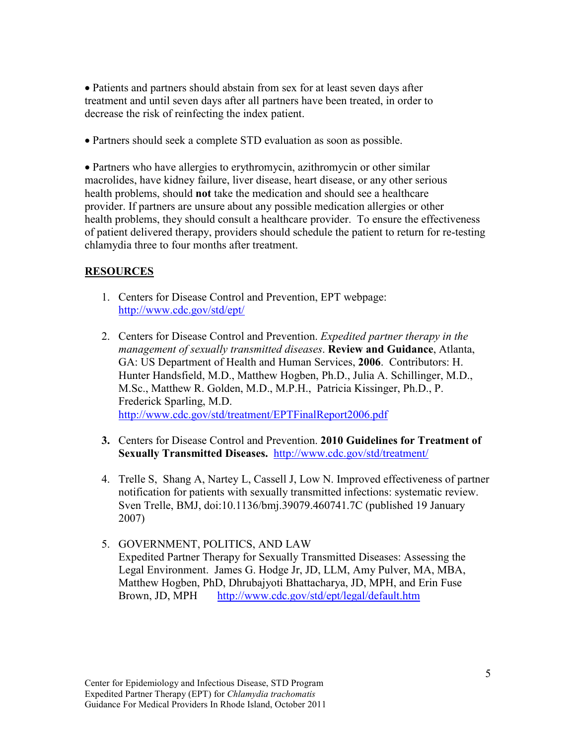- Patients and partners should abstain from sex for at least seven days after treatment and until seven days after all partners have been treated, in order to decrease the risk of reinfecting the index patient.

- Partners should seek a complete STD evaluation as soon as possible.

- Partners who have allergies to erythromycin, azithromycin or other similar macrolides, have kidney failure, liver disease, heart disease, or any other serious health problems, should **not** take the medication and should see a healthcare provider. If partners are unsure about any possible medication allergies or other health problems, they should consult a healthcare provider. To ensure the effectiveness of patient delivered therapy, providers should schedule the patient to return for re-testing chlamydia three to four months after treatment.

## RESOURCES

1. Centers for Disease Control and Prevention, EPT webpage: http://www.cdc.gov/std/ept/

2. Centers for Disease Control and Prevention. *Expedited partner therapy in the management of sexually transmitted diseases*. **Review and Guidance**, Atlanta, GA: US Department of Health and Human Services, **2006**. Contributors: H. Hunter Handsfield, M.D., Matthew Hogben, Ph.D., Julia A. Schillinger, M.D., M.Sc., Matthew R. Golden, M.D., M.P.H., Patricia Kissinger, Ph.D., P. Frederick Sparling, M.D.
   http://www.cdc.gov/std/treatment/EPTFinalReport2006.pdf

3. Centers for Disease Control and Prevention. **2010 Guidelines for Treatment of Sexually Transmitted Diseases.** http://www.cdc.gov/std/treatment/

4. Trelle S, Shang A, Nartey L, Cassell J, Low N. Improved effectiveness of partner notification for patients with sexually transmitted infections: systematic review. Sven Trelle, BMJ, doi:10.1136/bmj.39079.460741.7C (published 19 January 2007)

5. GOVERNMENT, POLITICS, AND LAW
   Expedited Partner Therapy for Sexually Transmitted Diseases: Assessing the Legal Environment. James G. Hodge Jr, JD, LLM, Amy Pulver, MA, MBA, Matthew Hogben, PhD, Dhrubajyoti Bhattacharya, JD, MPH, and Erin Fuse Brown, JD, MPH http://www.cdc.gov/std/ept/legal/default.htm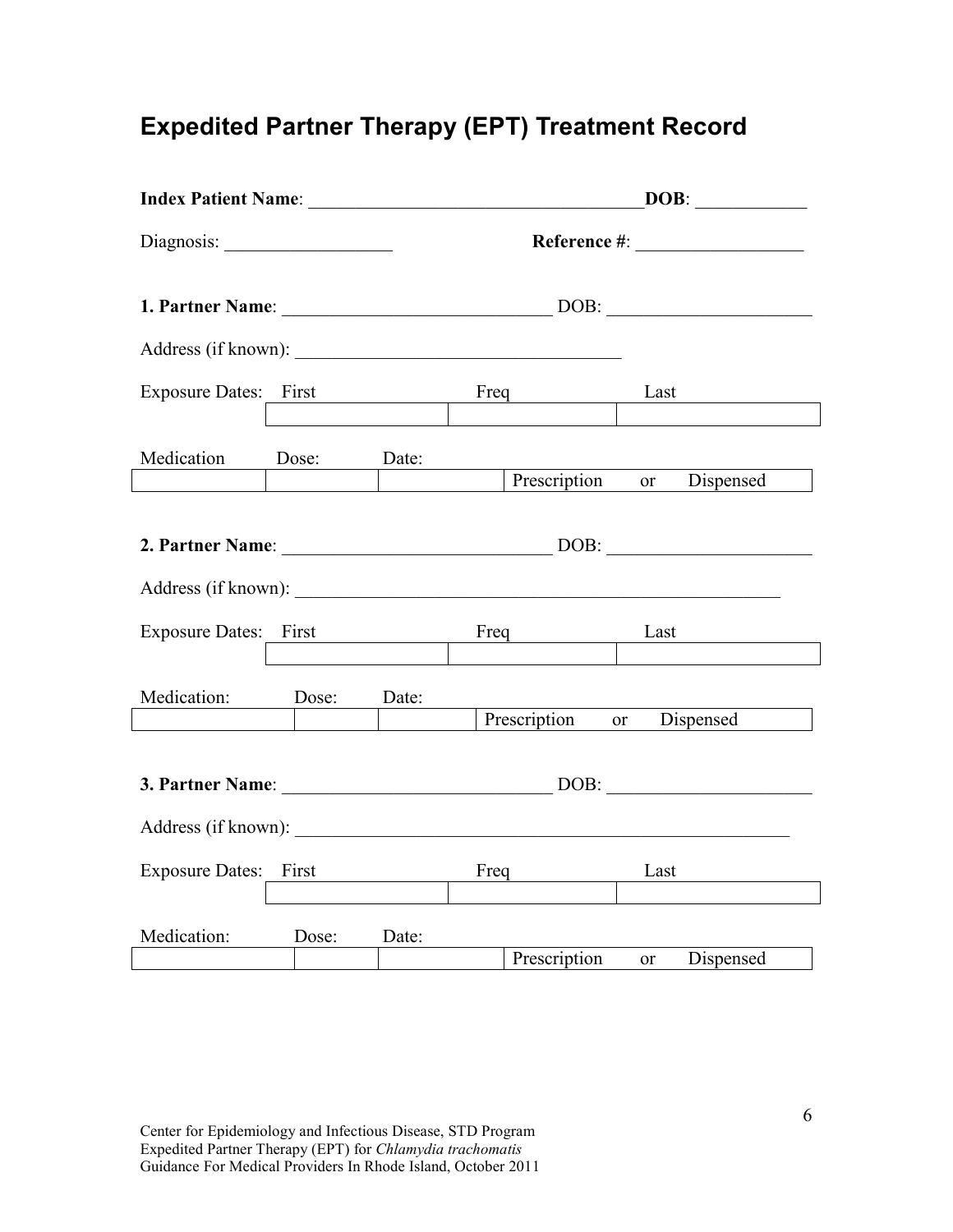# Expedited Partner Therapy (EPT) Treatment Record

**Index Patient Name**: ___________________________________ **DOB**: ____________

Diagnosis: __________________ **Reference #**: __________________

**1. Partner Name**: _____________________________ DOB: _____________________

Address (if known): ___________________________________

| Exposure Dates: | First | Freq | Last |
|---|---|---|---|
| | | | |

| Medication | Dose: | Date: | |
|---|---|---|---|
| | | | Prescription or Dispensed |

**2. Partner Name**: _____________________________ DOB: _____________________

Address (if known): _____________________________________________________

| Exposure Dates: | First | Freq | Last |
|---|---|---|---|
| | | | |

| Medication: | Dose: | Date: | |
|---|---|---|---|
| | | | Prescription or Dispensed |

**3. Partner Name**: _____________________________ DOB: _____________________

Address (if known): ______________________________________________________

| Exposure Dates: | First | Freq | Last |
|---|---|---|---|
| | | | |

| Medication: | Dose: | Date: | |
|---|---|---|---|
| | | | Prescription or Dispensed |

Center for Epidemiology and Infectious Disease, STD Program
Expedited Partner Therapy (EPT) for *Chlamydia trachomatis*
Guidance For Medical Providers In Rhode Island, October 2011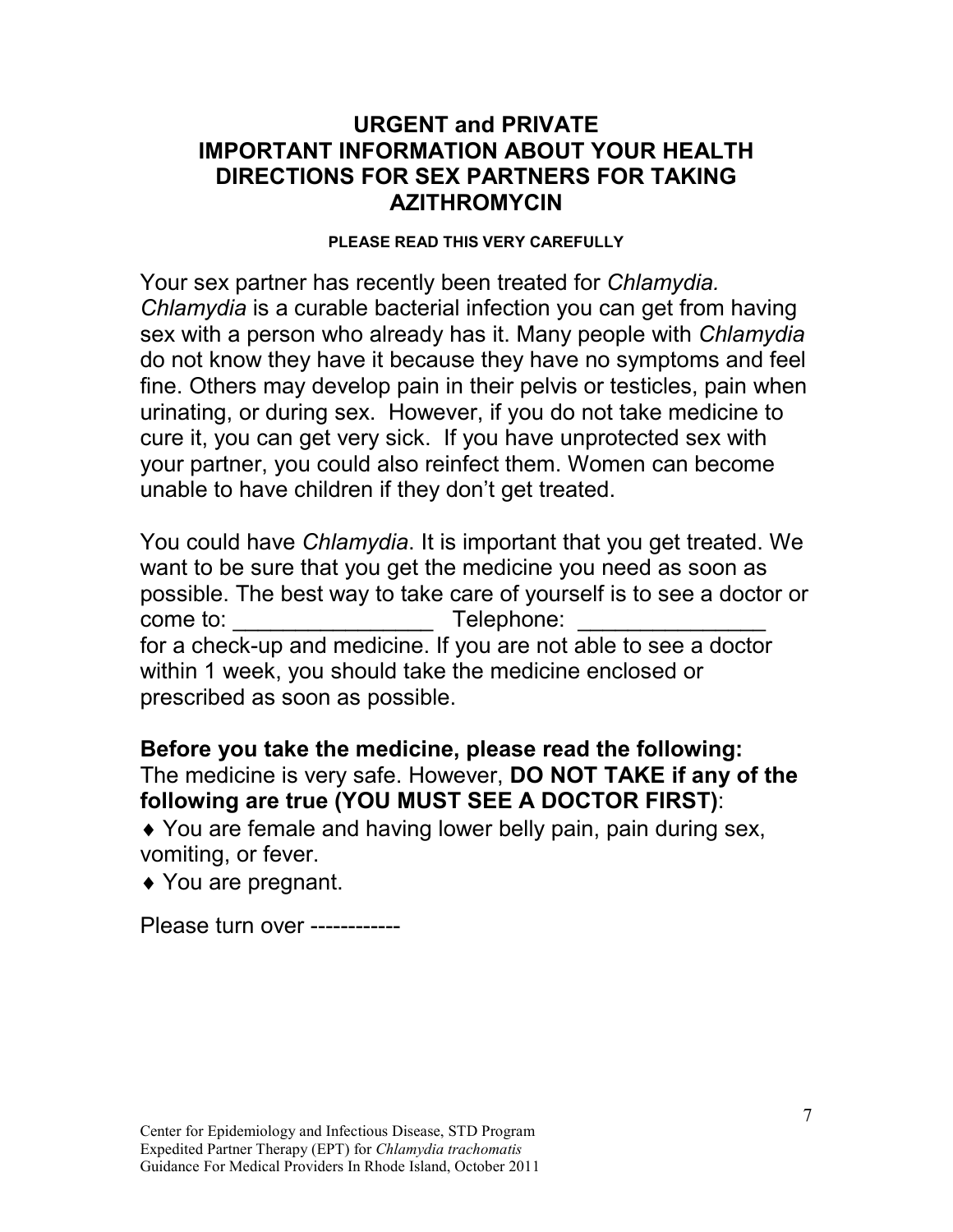# URGENT and PRIVATE
# IMPORTANT INFORMATION ABOUT YOUR HEALTH
# DIRECTIONS FOR SEX PARTNERS FOR TAKING AZITHROMYCIN

**PLEASE READ THIS VERY CAREFULLY**

Your sex partner has recently been treated for *Chlamydia. Chlamydia* is a curable bacterial infection you can get from having sex with a person who already has it. Many people with *Chlamydia* do not know they have it because they have no symptoms and feel fine. Others may develop pain in their pelvis or testicles, pain when urinating, or during sex. However, if you do not take medicine to cure it, you can get very sick. If you have unprotected sex with your partner, you could also reinfect them. Women can become unable to have children if they don't get treated.

You could have *Chlamydia*. It is important that you get treated. We want to be sure that you get the medicine you need as soon as possible. The best way to take care of yourself is to see a doctor or come to: ________________ Telephone: _______________ for a check-up and medicine. If you are not able to see a doctor within 1 week, you should take the medicine enclosed or prescribed as soon as possible.

**Before you take the medicine, please read the following:**
The medicine is very safe. However, **DO NOT TAKE if any of the following are true (YOU MUST SEE A DOCTOR FIRST)**:

- ♦ You are female and having lower belly pain, pain during sex, vomiting, or fever.
- ♦ You are pregnant.

Please turn over ------------

Center for Epidemiology and Infectious Disease, STD Program
Expedited Partner Therapy (EPT) for *Chlamydia trachomatis*
Guidance For Medical Providers In Rhode Island, October 2011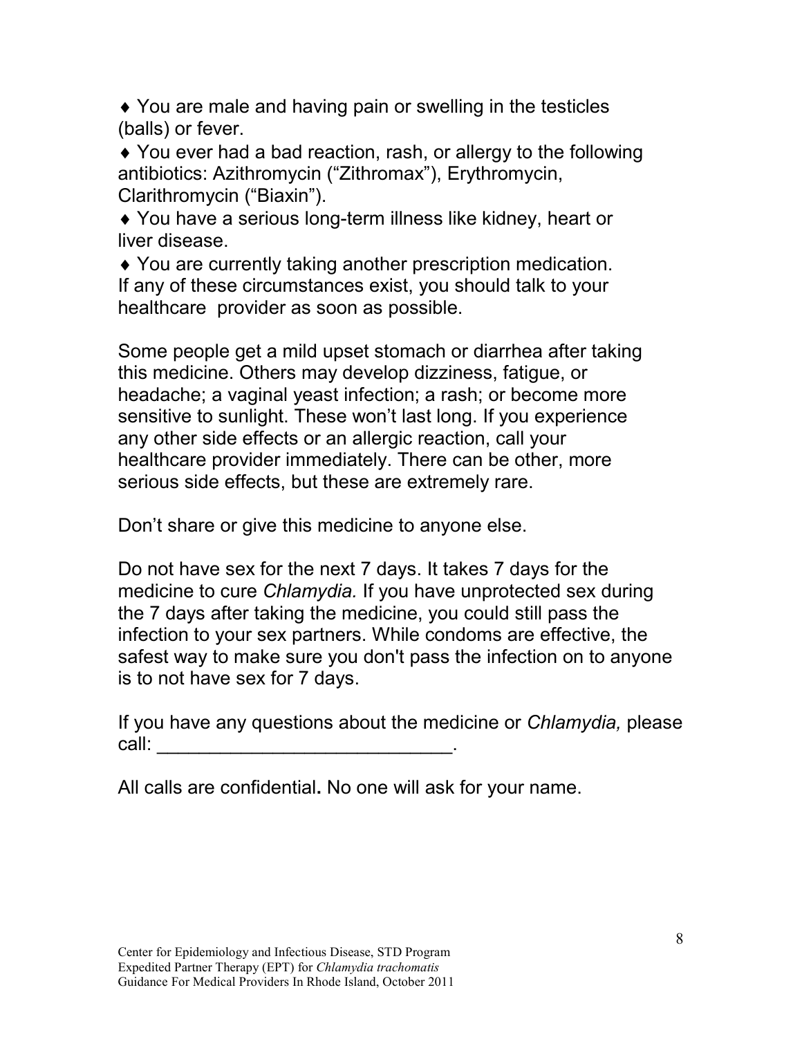- ♦ You are male and having pain or swelling in the testicles (balls) or fever.
- ♦ You ever had a bad reaction, rash, or allergy to the following antibiotics: Azithromycin ("Zithromax"), Erythromycin, Clarithromycin ("Biaxin").
- ♦ You have a serious long-term illness like kidney, heart or liver disease.
- ♦ You are currently taking another prescription medication.

If any of these circumstances exist, you should talk to your healthcare provider as soon as possible.

Some people get a mild upset stomach or diarrhea after taking this medicine. Others may develop dizziness, fatigue, or headache; a vaginal yeast infection; a rash; or become more sensitive to sunlight. These won't last long. If you experience any other side effects or an allergic reaction, call your healthcare provider immediately. There can be other, more serious side effects, but these are extremely rare.

Don't share or give this medicine to anyone else.

Do not have sex for the next 7 days. It takes 7 days for the medicine to cure *Chlamydia.* If you have unprotected sex during the 7 days after taking the medicine, you could still pass the infection to your sex partners. While condoms are effective, the safest way to make sure you don't pass the infection on to anyone is to not have sex for 7 days.

If you have any questions about the medicine or *Chlamydia,* please call: ____________________________.

All calls are confidential**.** No one will ask for your name.